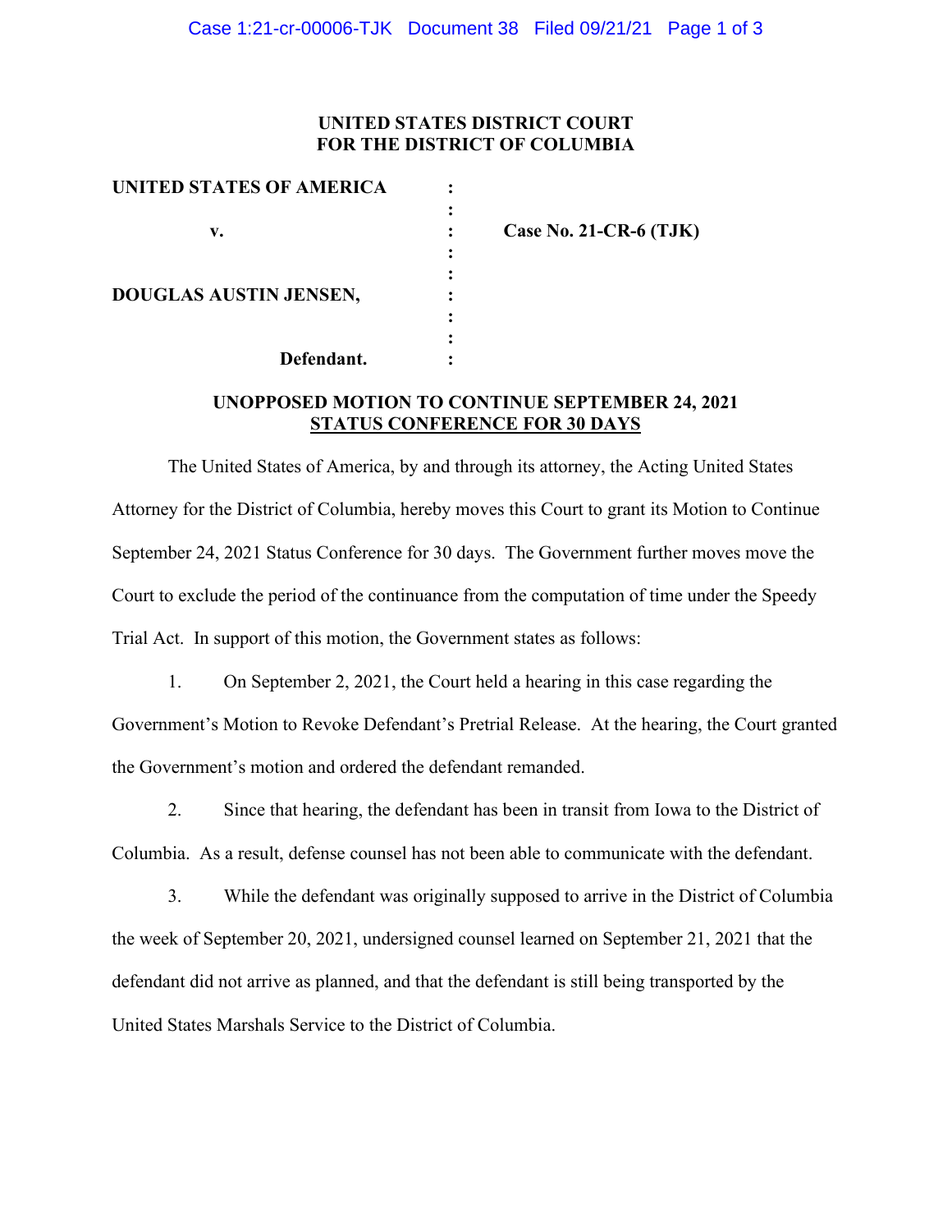**UNITED STATES DISTRICT COURT**
**FOR THE DISTRICT OF COLUMBIA**

| | | |
|---|---|---|
| **UNITED STATES OF AMERICA** | : | |
| | : | |
| **v.** | : | **Case No. 21-CR-6 (TJK)** |
| | : | |
| | : | |
| **DOUGLAS AUSTIN JENSEN,** | : | |
| | : | |
| | : | |
| **Defendant.** | : | |

**UNOPPOSED MOTION TO CONTINUE SEPTEMBER 24, 2021**
**STATUS CONFERENCE FOR 30 DAYS**

The United States of America, by and through its attorney, the Acting United States Attorney for the District of Columbia, hereby moves this Court to grant its Motion to Continue September 24, 2021 Status Conference for 30 days. The Government further moves move the Court to exclude the period of the continuance from the computation of time under the Speedy Trial Act. In support of this motion, the Government states as follows:

1. On September 2, 2021, the Court held a hearing in this case regarding the Government's Motion to Revoke Defendant's Pretrial Release. At the hearing, the Court granted the Government's motion and ordered the defendant remanded.

2. Since that hearing, the defendant has been in transit from Iowa to the District of Columbia. As a result, defense counsel has not been able to communicate with the defendant.

3. While the defendant was originally supposed to arrive in the District of Columbia the week of September 20, 2021, undersigned counsel learned on September 21, 2021 that the defendant did not arrive as planned, and that the defendant is still being transported by the United States Marshals Service to the District of Columbia.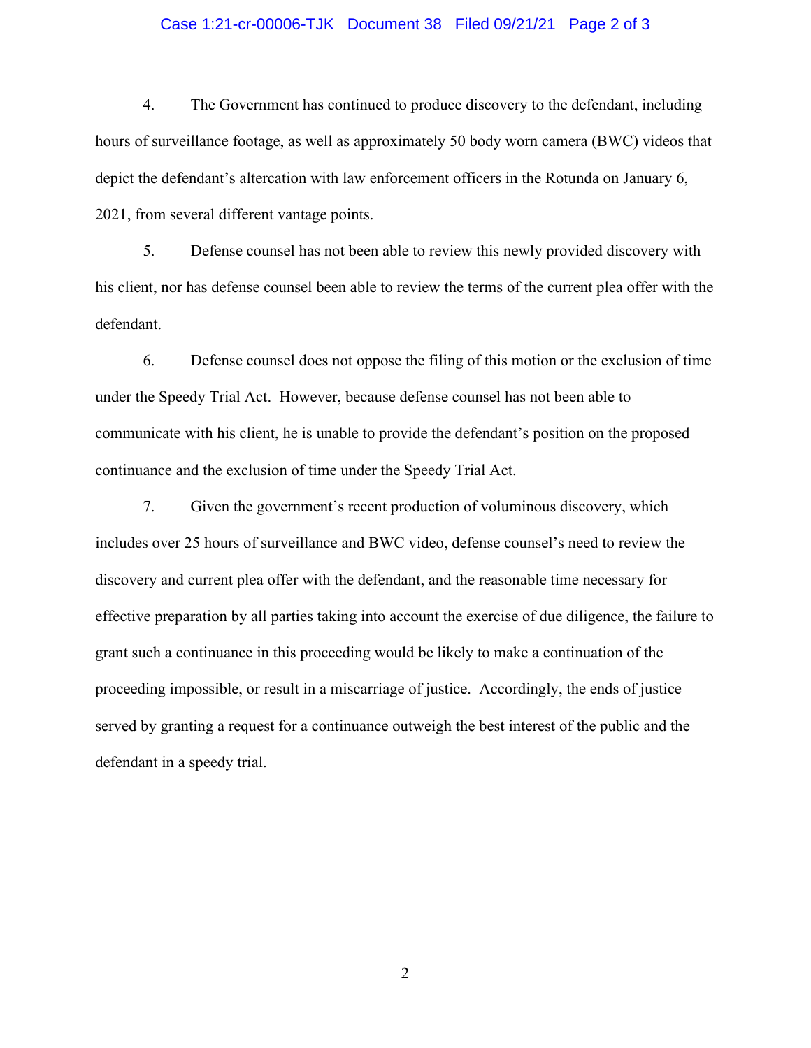4. The Government has continued to produce discovery to the defendant, including hours of surveillance footage, as well as approximately 50 body worn camera (BWC) videos that depict the defendant's altercation with law enforcement officers in the Rotunda on January 6, 2021, from several different vantage points.

5. Defense counsel has not been able to review this newly provided discovery with his client, nor has defense counsel been able to review the terms of the current plea offer with the defendant.

6. Defense counsel does not oppose the filing of this motion or the exclusion of time under the Speedy Trial Act. However, because defense counsel has not been able to communicate with his client, he is unable to provide the defendant's position on the proposed continuance and the exclusion of time under the Speedy Trial Act.

7. Given the government's recent production of voluminous discovery, which includes over 25 hours of surveillance and BWC video, defense counsel's need to review the discovery and current plea offer with the defendant, and the reasonable time necessary for effective preparation by all parties taking into account the exercise of due diligence, the failure to grant such a continuance in this proceeding would be likely to make a continuation of the proceeding impossible, or result in a miscarriage of justice. Accordingly, the ends of justice served by granting a request for a continuance outweigh the best interest of the public and the defendant in a speedy trial.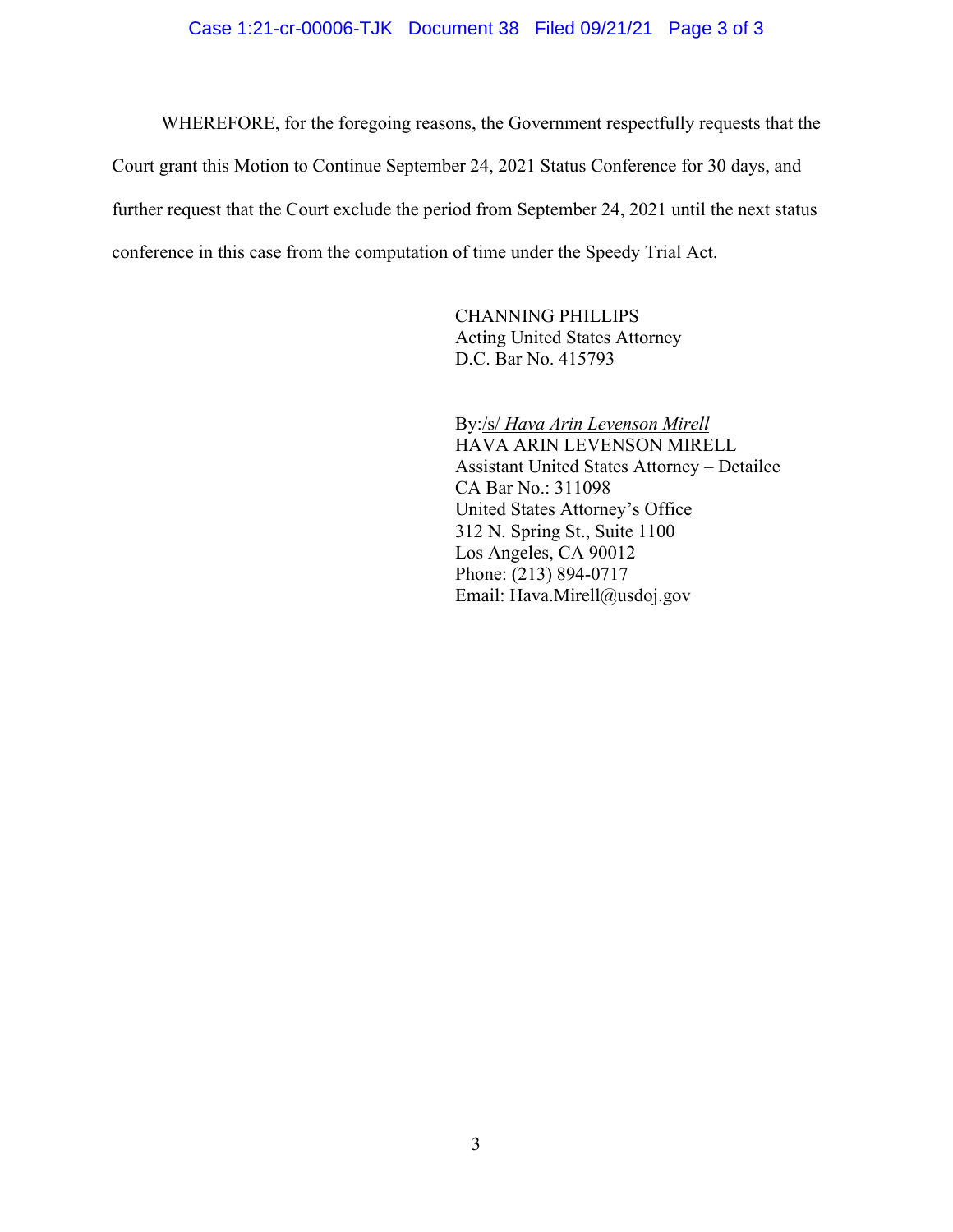WHEREFORE, for the foregoing reasons, the Government respectfully requests that the Court grant this Motion to Continue September 24, 2021 Status Conference for 30 days, and further request that the Court exclude the period from September 24, 2021 until the next status conference in this case from the computation of time under the Speedy Trial Act.

CHANNING PHILLIPS  
Acting United States Attorney  
D.C. Bar No. 415793

By:/s/ *Hava Arin Levenson Mirell*  
HAVA ARIN LEVENSON MIRELL  
Assistant United States Attorney – Detailee  
CA Bar No.: 311098  
United States Attorney's Office  
312 N. Spring St., Suite 1100  
Los Angeles, CA 90012  
Phone: (213) 894-0717  
Email: Hava.Mirell@usdoj.gov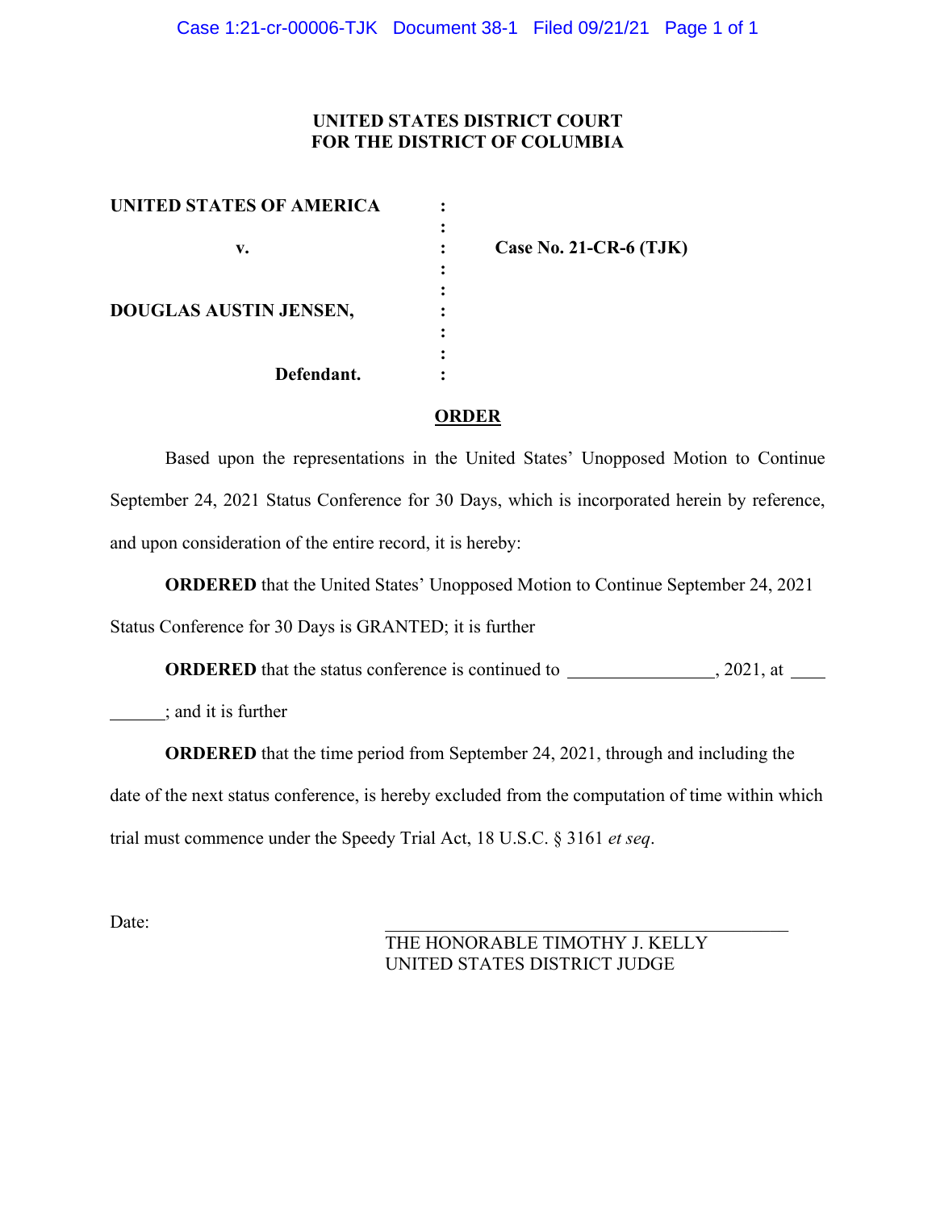**UNITED STATES DISTRICT COURT**
**FOR THE DISTRICT OF COLUMBIA**

| | | |
|---|---|---|
| **UNITED STATES OF AMERICA** | : | |
| | : | |
| **v.** | : | **Case No. 21-CR-6 (TJK)** |
| | : | |
| | : | |
| **DOUGLAS AUSTIN JENSEN,** | : | |
| | : | |
| | : | |
| **Defendant.** | : | |

**ORDER**

Based upon the representations in the United States' Unopposed Motion to Continue September 24, 2021 Status Conference for 30 Days, which is incorporated herein by reference, and upon consideration of the entire record, it is hereby:

**ORDERED** that the United States' Unopposed Motion to Continue September 24, 2021 Status Conference for 30 Days is GRANTED; it is further

**ORDERED** that the status conference is continued to ________________, 2021, at __________; and it is further

**ORDERED** that the time period from September 24, 2021, through and including the date of the next status conference, is hereby excluded from the computation of time within which trial must commence under the Speedy Trial Act, 18 U.S.C. § 3161 *et seq*.

Date:

_____________________________________
THE HONORABLE TIMOTHY J. KELLY
UNITED STATES DISTRICT JUDGE